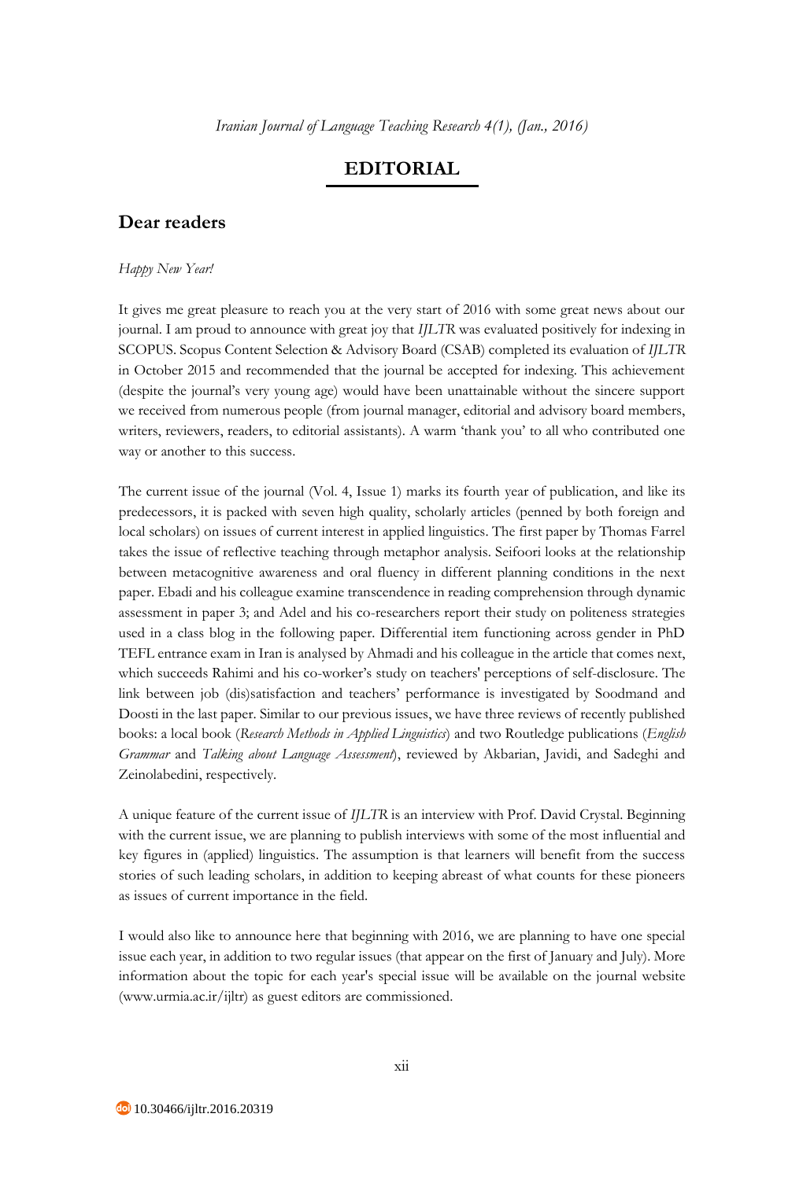# EDITORIAL

## Dear readers

*Happy New Year!*

It gives me great pleasure to reach you at the very start of 2016 with some great news about our journal. I am proud to announce with great joy that *IJLTR* was evaluated positively for indexing in SCOPUS. Scopus Content Selection & Advisory Board (CSAB) completed its evaluation of *IJLTR* in October 2015 and recommended that the journal be accepted for indexing. This achievement (despite the journal's very young age) would have been unattainable without the sincere support we received from numerous people (from journal manager, editorial and advisory board members, writers, reviewers, readers, to editorial assistants). A warm 'thank you' to all who contributed one way or another to this success.

The current issue of the journal (Vol. 4, Issue 1) marks its fourth year of publication, and like its predecessors, it is packed with seven high quality, scholarly articles (penned by both foreign and local scholars) on issues of current interest in applied linguistics. The first paper by Thomas Farrel takes the issue of reflective teaching through metaphor analysis. Seifoori looks at the relationship between metacognitive awareness and oral fluency in different planning conditions in the next paper. Ebadi and his colleague examine transcendence in reading comprehension through dynamic assessment in paper 3; and Adel and his co-researchers report their study on politeness strategies used in a class blog in the following paper. Differential item functioning across gender in PhD TEFL entrance exam in Iran is analysed by Ahmadi and his colleague in the article that comes next, which succeeds Rahimi and his co-worker's study on teachers' perceptions of self-disclosure. The link between job (dis)satisfaction and teachers' performance is investigated by Soodmand and Doosti in the last paper. Similar to our previous issues, we have three reviews of recently published books: a local book (*Research Methods in Applied Linguistics*) and two Routledge publications (*English Grammar* and *Talking about Language Assessment*), reviewed by Akbarian, Javidi, and Sadeghi and Zeinolabedini, respectively.

A unique feature of the current issue of *IJLTR* is an interview with Prof. David Crystal. Beginning with the current issue, we are planning to publish interviews with some of the most influential and key figures in (applied) linguistics. The assumption is that learners will benefit from the success stories of such leading scholars, in addition to keeping abreast of what counts for these pioneers as issues of current importance in the field.

I would also like to announce here that beginning with 2016, we are planning to have one special issue each year, in addition to two regular issues (that appear on the first of January and July). More information about the topic for each year's special issue will be available on the journal website (www.urmia.ac.ir/ijltr) as guest editors are commissioned.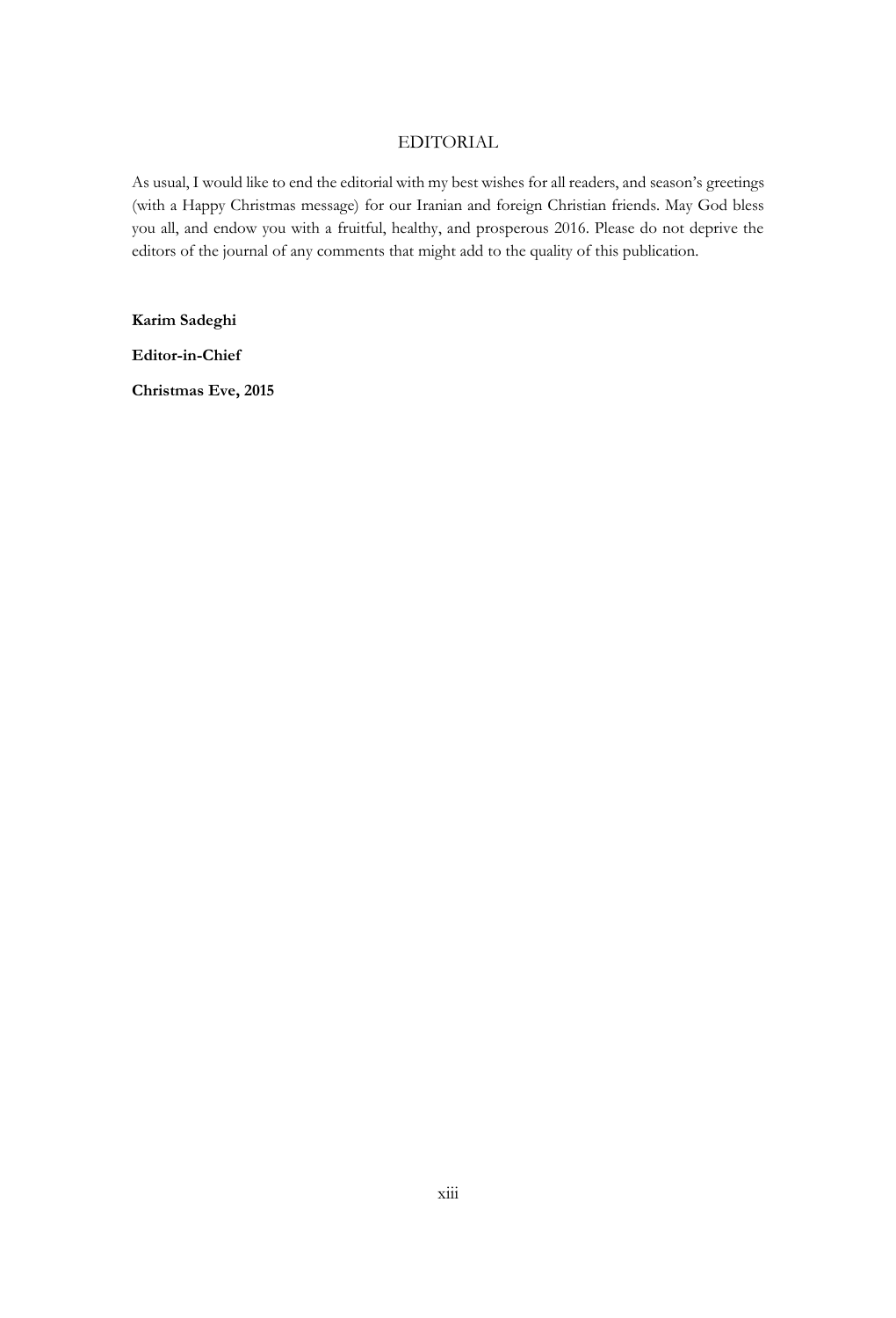# EDITORIAL

As usual, I would like to end the editorial with my best wishes for all readers, and season's greetings (with a Happy Christmas message) for our Iranian and foreign Christian friends. May God bless you all, and endow you with a fruitful, healthy, and prosperous 2016. Please do not deprive the editors of the journal of any comments that might add to the quality of this publication.

**Karim Sadeghi**

**Editor-in-Chief**

**Christmas Eve, 2015**